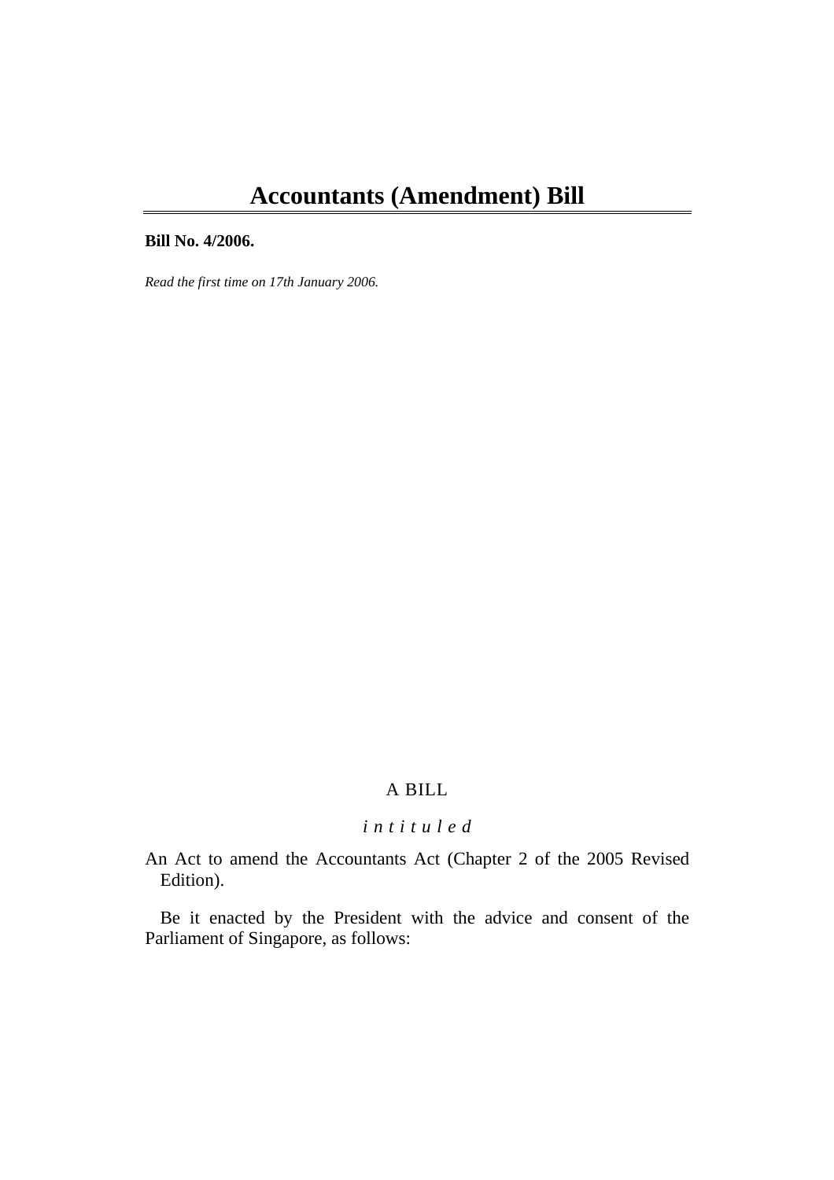# Accountants (Amendment) Bill

**Bill No. 4/2006.**

*Read the first time on 17th January 2006.*

A BILL

*intituled*

An Act to amend the Accountants Act (Chapter 2 of the 2005 Revised Edition).

Be it enacted by the President with the advice and consent of the Parliament of Singapore, as follows: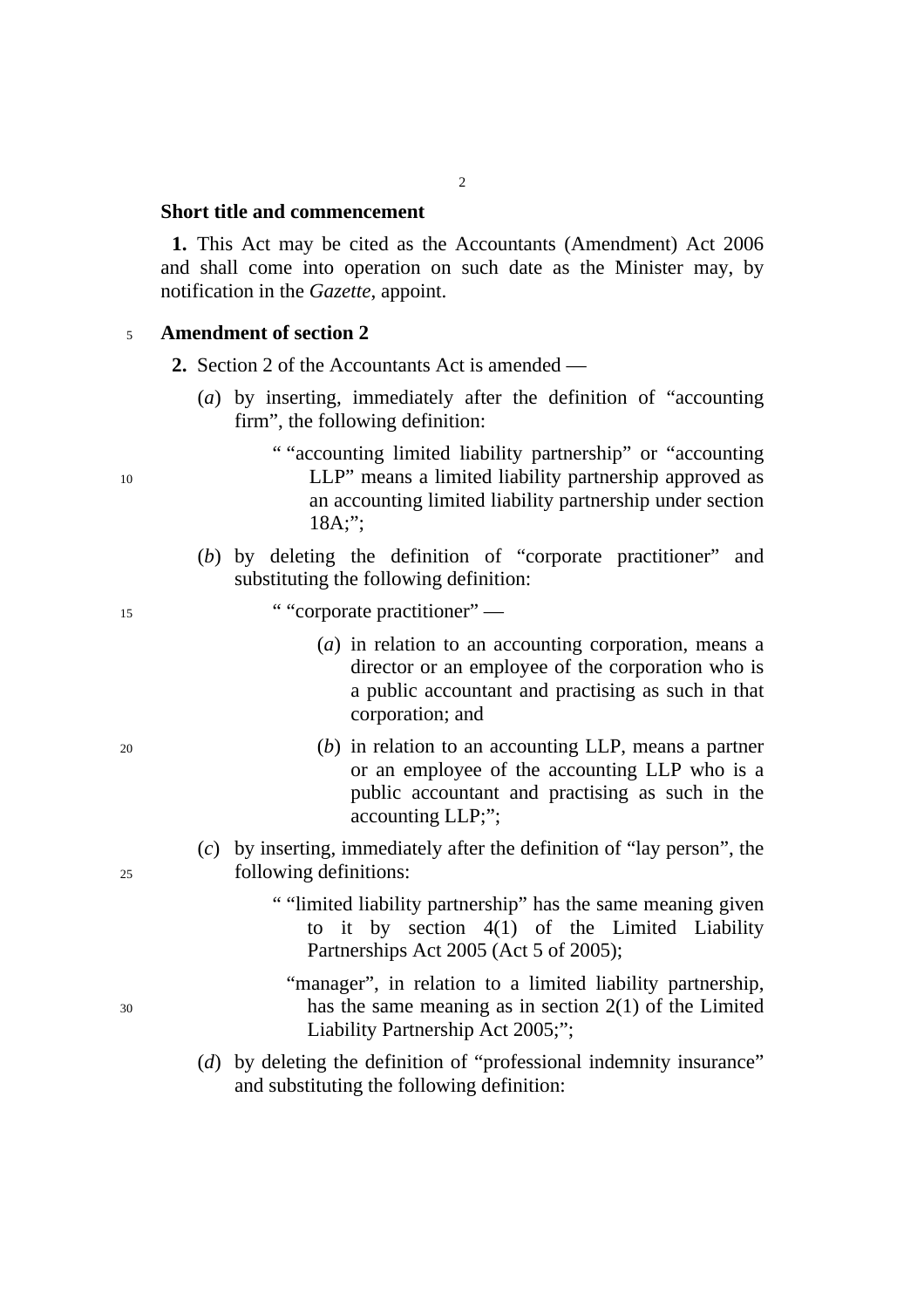**Short title and commencement**

**1.** This Act may be cited as the Accountants (Amendment) Act 2006 and shall come into operation on such date as the Minister may, by notification in the *Gazette*, appoint.

**Amendment of section 2**

**2.** Section 2 of the Accountants Act is amended —

(*a*) by inserting, immediately after the definition of "accounting firm", the following definition:

> " "accounting limited liability partnership" or "accounting LLP" means a limited liability partnership approved as an accounting limited liability partnership under section 18A;";

(*b*) by deleting the definition of "corporate practitioner" and substituting the following definition:

> " "corporate practitioner" —
>
> (*a*) in relation to an accounting corporation, means a director or an employee of the corporation who is a public accountant and practising as such in that corporation; and
>
> (*b*) in relation to an accounting LLP, means a partner or an employee of the accounting LLP who is a public accountant and practising as such in the accounting LLP;";

(*c*) by inserting, immediately after the definition of "lay person", the following definitions:

> " "limited liability partnership" has the same meaning given to it by section 4(1) of the Limited Liability Partnerships Act 2005 (Act 5 of 2005);
>
> "manager", in relation to a limited liability partnership, has the same meaning as in section 2(1) of the Limited Liability Partnership Act 2005;";

(*d*) by deleting the definition of "professional indemnity insurance" and substituting the following definition: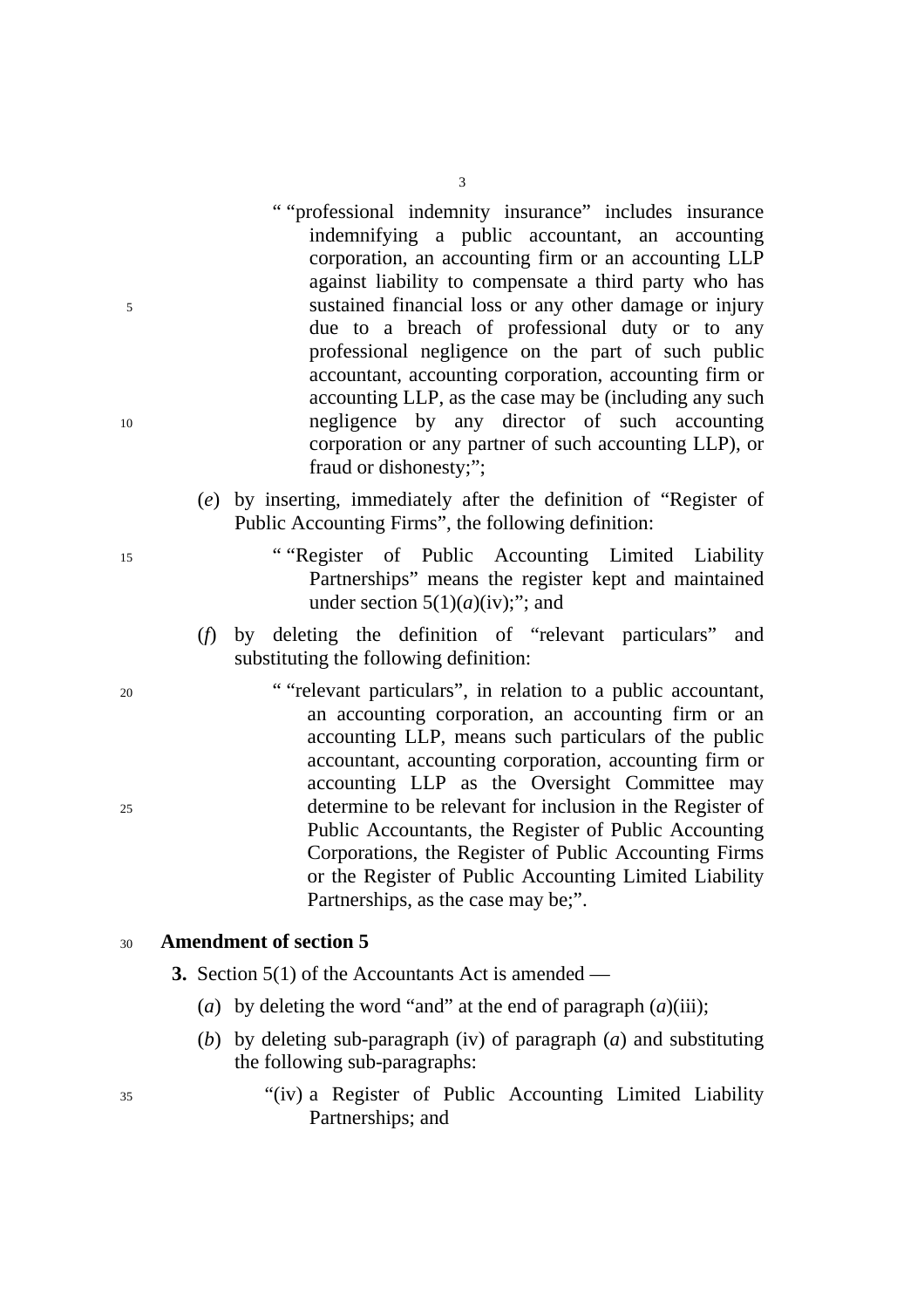" "professional indemnity insurance" includes insurance indemnifying a public accountant, an accounting corporation, an accounting firm or an accounting LLP against liability to compensate a third party who has sustained financial loss or any other damage or injury due to a breach of professional duty or to any professional negligence on the part of such public accountant, accounting corporation, accounting firm or accounting LLP, as the case may be (including any such negligence by any director of such accounting corporation or any partner of such accounting LLP), or fraud or dishonesty;";

(*e*) by inserting, immediately after the definition of "Register of Public Accounting Firms", the following definition:

" "Register of Public Accounting Limited Liability Partnerships" means the register kept and maintained under section 5(1)(*a*)(iv);"; and

(*f*) by deleting the definition of "relevant particulars" and substituting the following definition:

" "relevant particulars", in relation to a public accountant, an accounting corporation, an accounting firm or an accounting LLP, means such particulars of the public accountant, accounting corporation, accounting firm or accounting LLP as the Oversight Committee may determine to be relevant for inclusion in the Register of Public Accountants, the Register of Public Accounting Corporations, the Register of Public Accounting Firms or the Register of Public Accounting Limited Liability Partnerships, as the case may be;".

**Amendment of section 5**

**3.** Section 5(1) of the Accountants Act is amended —

(*a*) by deleting the word "and" at the end of paragraph (*a*)(iii);

(*b*) by deleting sub-paragraph (iv) of paragraph (*a*) and substituting the following sub-paragraphs:

"(iv) a Register of Public Accounting Limited Liability Partnerships; and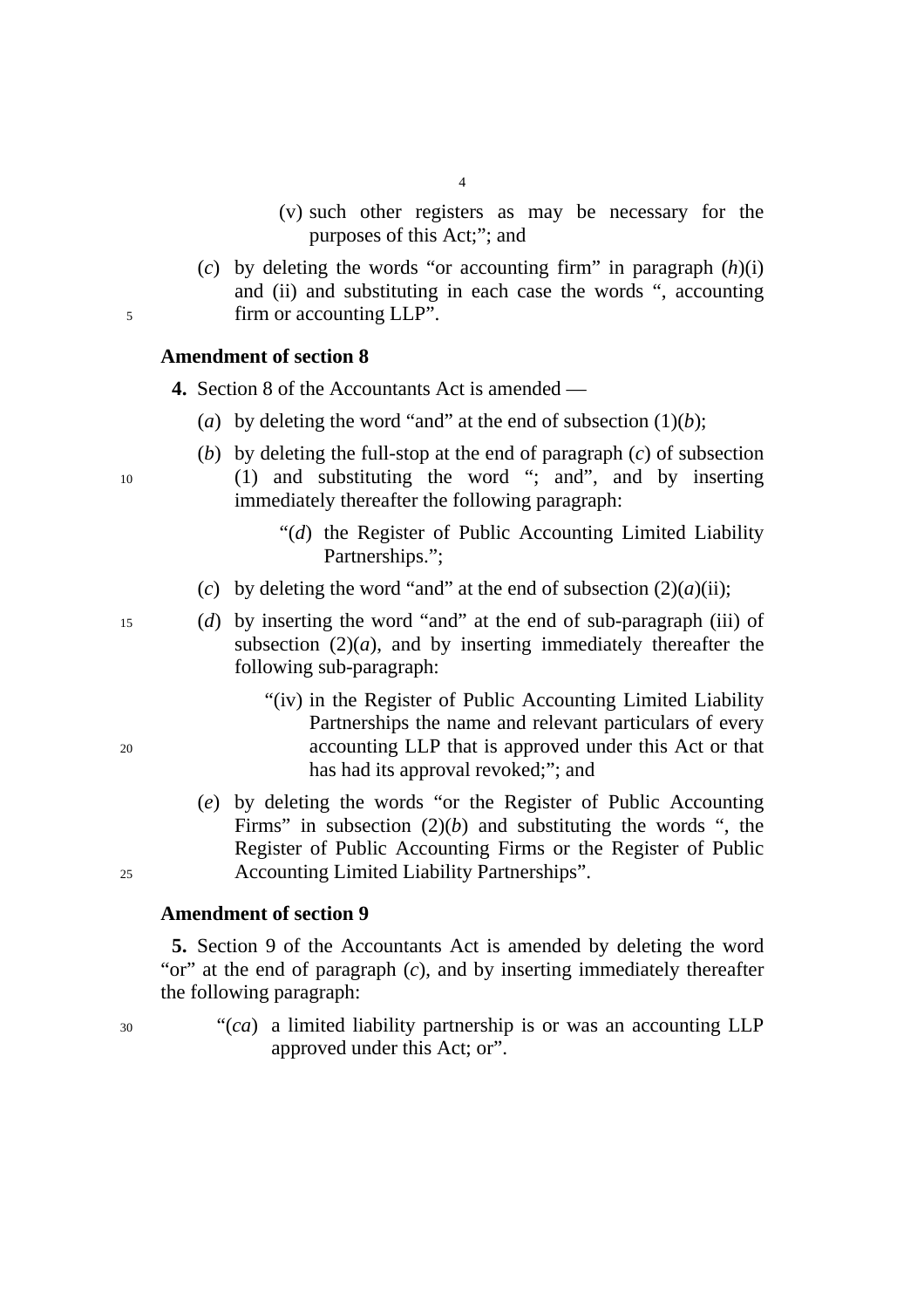(v) such other registers as may be necessary for the purposes of this Act;"; and

(*c*) by deleting the words "or accounting firm" in paragraph (*h*)(i) and (ii) and substituting in each case the words ", accounting firm or accounting LLP".

**Amendment of section 8**

**4.** Section 8 of the Accountants Act is amended —

(*a*) by deleting the word "and" at the end of subsection (1)(*b*);

(*b*) by deleting the full-stop at the end of paragraph (*c*) of subsection (1) and substituting the word "; and", and by inserting immediately thereafter the following paragraph:

"(*d*) the Register of Public Accounting Limited Liability Partnerships.";

(*c*) by deleting the word "and" at the end of subsection (2)(*a*)(ii);

(*d*) by inserting the word "and" at the end of sub-paragraph (iii) of subsection (2)(*a*), and by inserting immediately thereafter the following sub-paragraph:

"(iv) in the Register of Public Accounting Limited Liability Partnerships the name and relevant particulars of every accounting LLP that is approved under this Act or that has had its approval revoked;"; and

(*e*) by deleting the words "or the Register of Public Accounting Firms" in subsection (2)(*b*) and substituting the words ", the Register of Public Accounting Firms or the Register of Public Accounting Limited Liability Partnerships".

**Amendment of section 9**

**5.** Section 9 of the Accountants Act is amended by deleting the word "or" at the end of paragraph (*c*), and by inserting immediately thereafter the following paragraph:

"(*ca*) a limited liability partnership is or was an accounting LLP approved under this Act; or".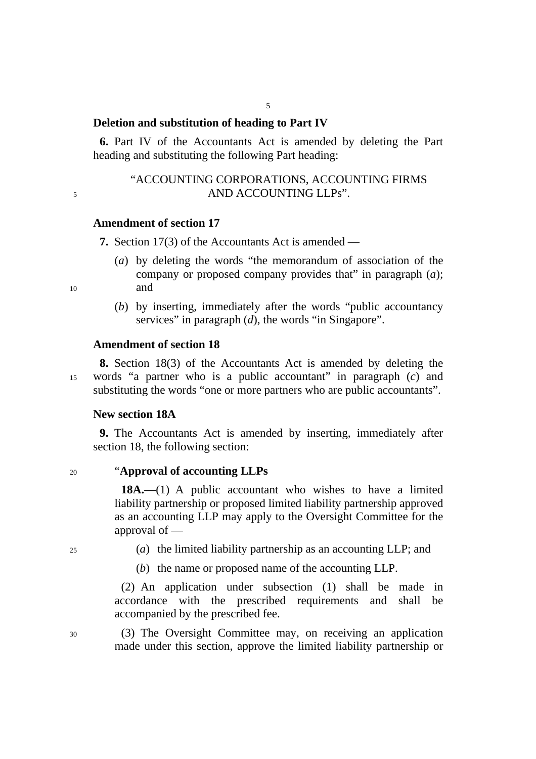**Deletion and substitution of heading to Part IV**

**6.** Part IV of the Accountants Act is amended by deleting the Part heading and substituting the following Part heading:

"ACCOUNTING CORPORATIONS, ACCOUNTING FIRMS AND ACCOUNTING LLPs".

**Amendment of section 17**

**7.** Section 17(3) of the Accountants Act is amended —

(*a*) by deleting the words "the memorandum of association of the company or proposed company provides that" in paragraph (*a*); and

(*b*) by inserting, immediately after the words "public accountancy services" in paragraph (*d*), the words "in Singapore".

**Amendment of section 18**

**8.** Section 18(3) of the Accountants Act is amended by deleting the words "a partner who is a public accountant" in paragraph (*c*) and substituting the words "one or more partners who are public accountants".

**New section 18A**

**9.** The Accountants Act is amended by inserting, immediately after section 18, the following section:

"**Approval of accounting LLPs**

**18A.**—(1) A public accountant who wishes to have a limited liability partnership or proposed limited liability partnership approved as an accounting LLP may apply to the Oversight Committee for the approval of —

(*a*) the limited liability partnership as an accounting LLP; and

(*b*) the name or proposed name of the accounting LLP.

(2) An application under subsection (1) shall be made in accordance with the prescribed requirements and shall be accompanied by the prescribed fee.

(3) The Oversight Committee may, on receiving an application made under this section, approve the limited liability partnership or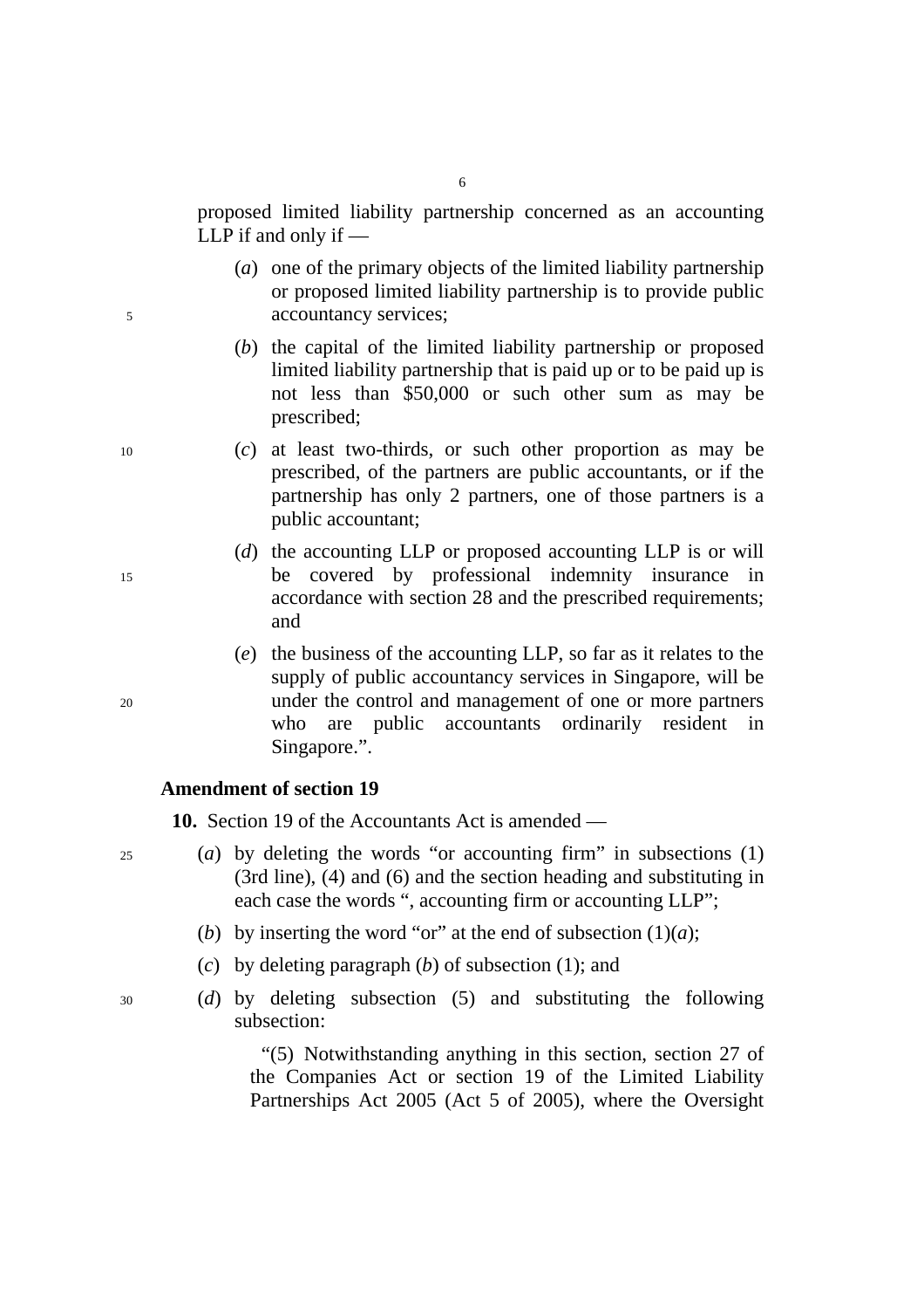proposed limited liability partnership concerned as an accounting LLP if and only if —

(*a*) one of the primary objects of the limited liability partnership or proposed limited liability partnership is to provide public accountancy services;

(*b*) the capital of the limited liability partnership or proposed limited liability partnership that is paid up or to be paid up is not less than $50,000 or such other sum as may be prescribed;

(*c*) at least two-thirds, or such other proportion as may be prescribed, of the partners are public accountants, or if the partnership has only 2 partners, one of those partners is a public accountant;

(*d*) the accounting LLP or proposed accounting LLP is or will be covered by professional indemnity insurance in accordance with section 28 and the prescribed requirements; and

(*e*) the business of the accounting LLP, so far as it relates to the supply of public accountancy services in Singapore, will be under the control and management of one or more partners who are public accountants ordinarily resident in Singapore.".

**Amendment of section 19**

**10.** Section 19 of the Accountants Act is amended —

(*a*) by deleting the words "or accounting firm" in subsections (1) (3rd line), (4) and (6) and the section heading and substituting in each case the words ", accounting firm or accounting LLP";

(*b*) by inserting the word "or" at the end of subsection (1)(*a*);

(*c*) by deleting paragraph (*b*) of subsection (1); and

(*d*) by deleting subsection (5) and substituting the following subsection:

"(5) Notwithstanding anything in this section, section 27 of the Companies Act or section 19 of the Limited Liability Partnerships Act 2005 (Act 5 of 2005), where the Oversight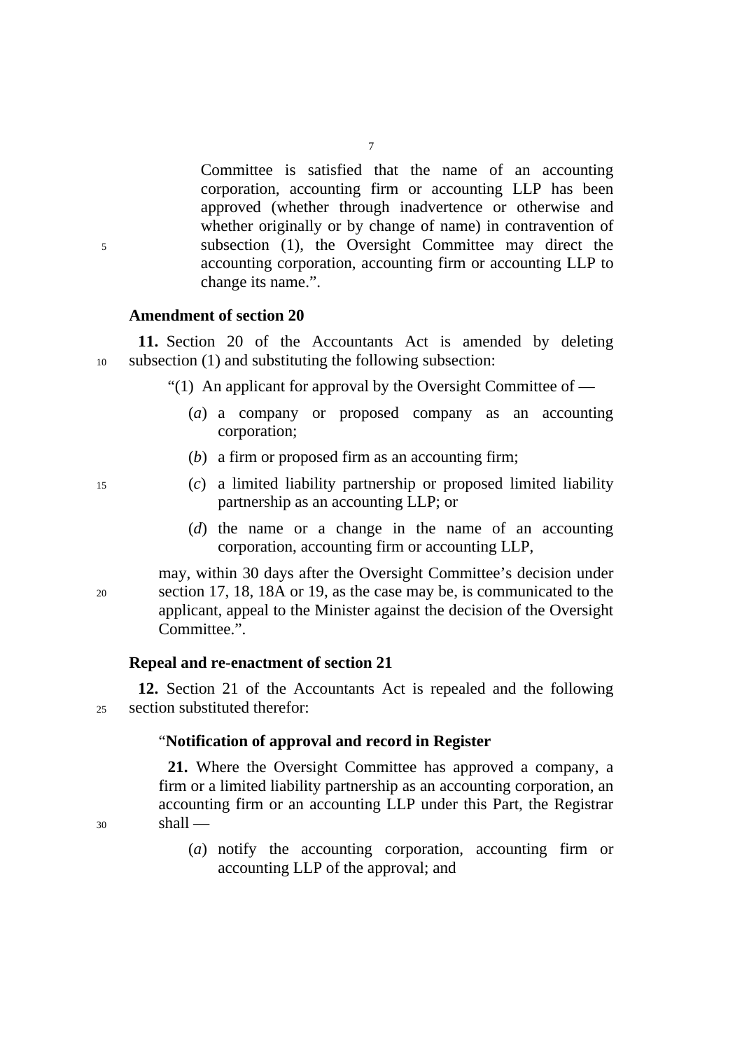Committee is satisfied that the name of an accounting corporation, accounting firm or accounting LLP has been approved (whether through inadvertence or otherwise and whether originally or by change of name) in contravention of subsection (1), the Oversight Committee may direct the accounting corporation, accounting firm or accounting LLP to change its name.".

**Amendment of section 20**

**11.** Section 20 of the Accountants Act is amended by deleting subsection (1) and substituting the following subsection:

"(1) An applicant for approval by the Oversight Committee of —

(*a*) a company or proposed company as an accounting corporation;

(*b*) a firm or proposed firm as an accounting firm;

(*c*) a limited liability partnership or proposed limited liability partnership as an accounting LLP; or

(*d*) the name or a change in the name of an accounting corporation, accounting firm or accounting LLP,

may, within 30 days after the Oversight Committee's decision under section 17, 18, 18A or 19, as the case may be, is communicated to the applicant, appeal to the Minister against the decision of the Oversight Committee.".

**Repeal and re-enactment of section 21**

**12.** Section 21 of the Accountants Act is repealed and the following section substituted therefor:

"**Notification of approval and record in Register**

**21.** Where the Oversight Committee has approved a company, a firm or a limited liability partnership as an accounting corporation, an accounting firm or an accounting LLP under this Part, the Registrar shall —

(*a*) notify the accounting corporation, accounting firm or accounting LLP of the approval; and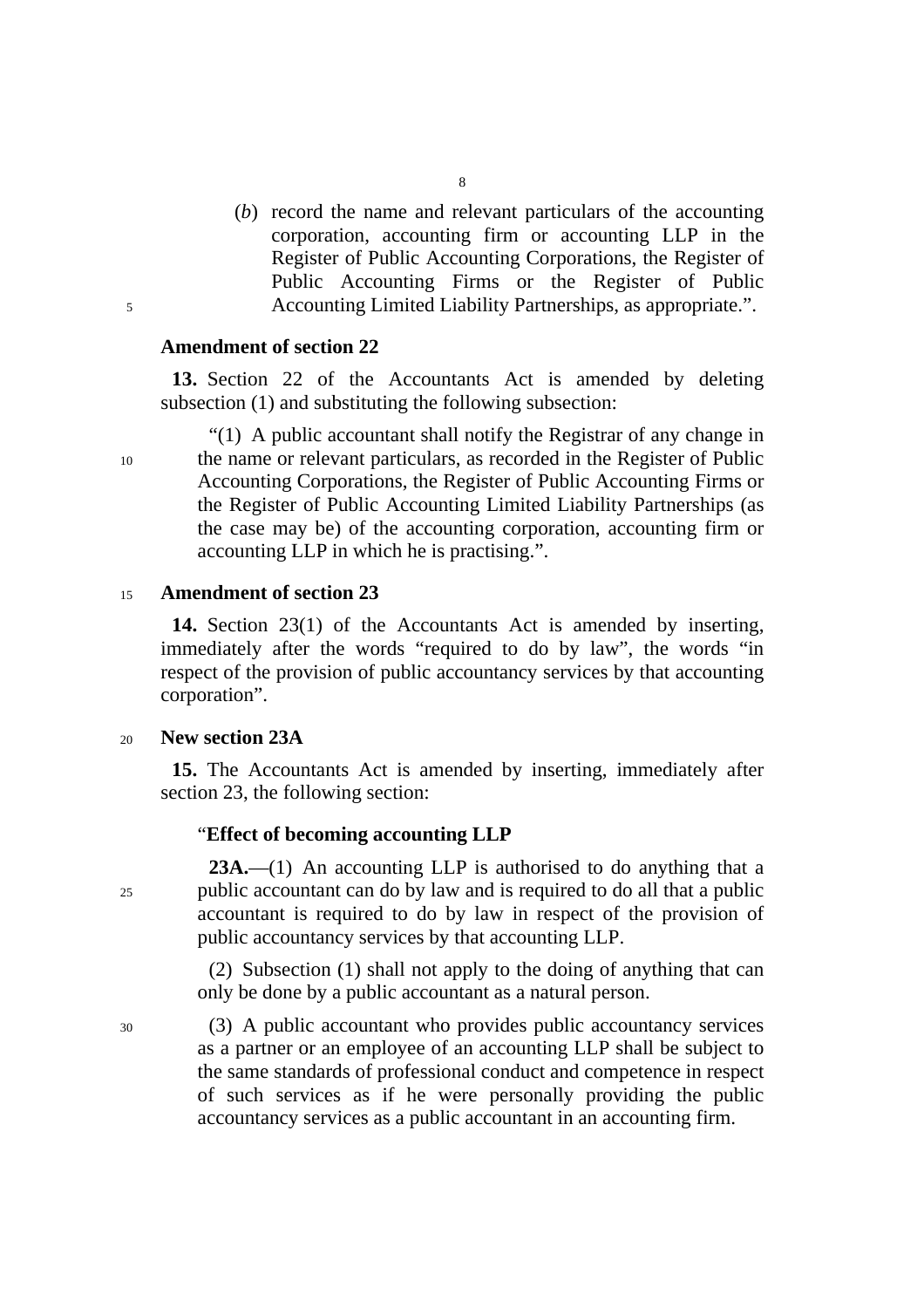(*b*) record the name and relevant particulars of the accounting corporation, accounting firm or accounting LLP in the Register of Public Accounting Corporations, the Register of Public Accounting Firms or the Register of Public Accounting Limited Liability Partnerships, as appropriate.".

**Amendment of section 22**

**13.** Section 22 of the Accountants Act is amended by deleting subsection (1) and substituting the following subsection:

"(1) A public accountant shall notify the Registrar of any change in the name or relevant particulars, as recorded in the Register of Public Accounting Corporations, the Register of Public Accounting Firms or the Register of Public Accounting Limited Liability Partnerships (as the case may be) of the accounting corporation, accounting firm or accounting LLP in which he is practising.".

**Amendment of section 23**

**14.** Section 23(1) of the Accountants Act is amended by inserting, immediately after the words "required to do by law", the words "in respect of the provision of public accountancy services by that accounting corporation".

**New section 23A**

**15.** The Accountants Act is amended by inserting, immediately after section 23, the following section:

"**Effect of becoming accounting LLP**

**23A.**—(1) An accounting LLP is authorised to do anything that a public accountant can do by law and is required to do all that a public accountant is required to do by law in respect of the provision of public accountancy services by that accounting LLP.

(2) Subsection (1) shall not apply to the doing of anything that can only be done by a public accountant as a natural person.

(3) A public accountant who provides public accountancy services as a partner or an employee of an accounting LLP shall be subject to the same standards of professional conduct and competence in respect of such services as if he were personally providing the public accountancy services as a public accountant in an accounting firm.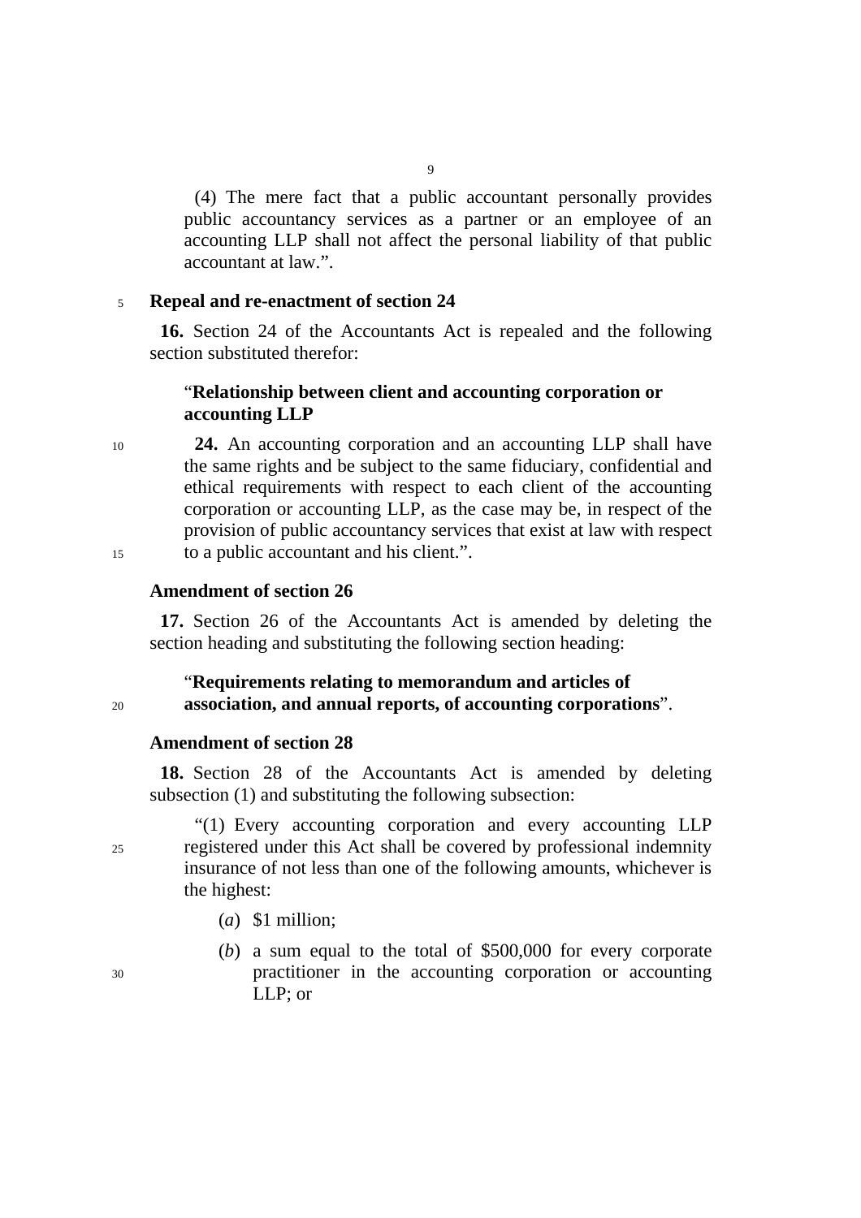(4) The mere fact that a public accountant personally provides public accountancy services as a partner or an employee of an accounting LLP shall not affect the personal liability of that public accountant at law.”.

**Repeal and re-enactment of section 24**

**16.** Section 24 of the Accountants Act is repealed and the following section substituted therefor:

“**Relationship between client and accounting corporation or accounting LLP**

**24.** An accounting corporation and an accounting LLP shall have the same rights and be subject to the same fiduciary, confidential and ethical requirements with respect to each client of the accounting corporation or accounting LLP, as the case may be, in respect of the provision of public accountancy services that exist at law with respect to a public accountant and his client.”.

**Amendment of section 26**

**17.** Section 26 of the Accountants Act is amended by deleting the section heading and substituting the following section heading:

“**Requirements relating to memorandum and articles of association, and annual reports, of accounting corporations**”.

**Amendment of section 28**

**18.** Section 28 of the Accountants Act is amended by deleting subsection (1) and substituting the following subsection:

“(1) Every accounting corporation and every accounting LLP registered under this Act shall be covered by professional indemnity insurance of not less than one of the following amounts, whichever is the highest:

(*a*) $1 million;

(*b*) a sum equal to the total of $500,000 for every corporate practitioner in the accounting corporation or accounting LLP; or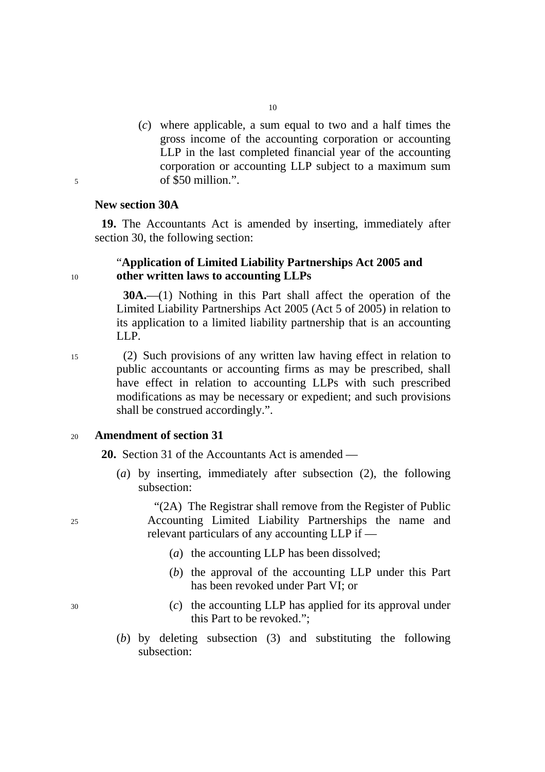(*c*) where applicable, a sum equal to two and a half times the gross income of the accounting corporation or accounting LLP in the last completed financial year of the accounting corporation or accounting LLP subject to a maximum sum of $50 million.".

**New section 30A**

**19.** The Accountants Act is amended by inserting, immediately after section 30, the following section:

"**Application of Limited Liability Partnerships Act 2005 and other written laws to accounting LLPs**

**30A.**—(1) Nothing in this Part shall affect the operation of the Limited Liability Partnerships Act 2005 (Act 5 of 2005) in relation to its application to a limited liability partnership that is an accounting LLP.

(2) Such provisions of any written law having effect in relation to public accountants or accounting firms as may be prescribed, shall have effect in relation to accounting LLPs with such prescribed modifications as may be necessary or expedient; and such provisions shall be construed accordingly.".

**Amendment of section 31**

**20.** Section 31 of the Accountants Act is amended —

(*a*) by inserting, immediately after subsection (2), the following subsection:

"(2A) The Registrar shall remove from the Register of Public Accounting Limited Liability Partnerships the name and relevant particulars of any accounting LLP if —

(*a*) the accounting LLP has been dissolved;

(*b*) the approval of the accounting LLP under this Part has been revoked under Part VI; or

(*c*) the accounting LLP has applied for its approval under this Part to be revoked.";

(*b*) by deleting subsection (3) and substituting the following subsection: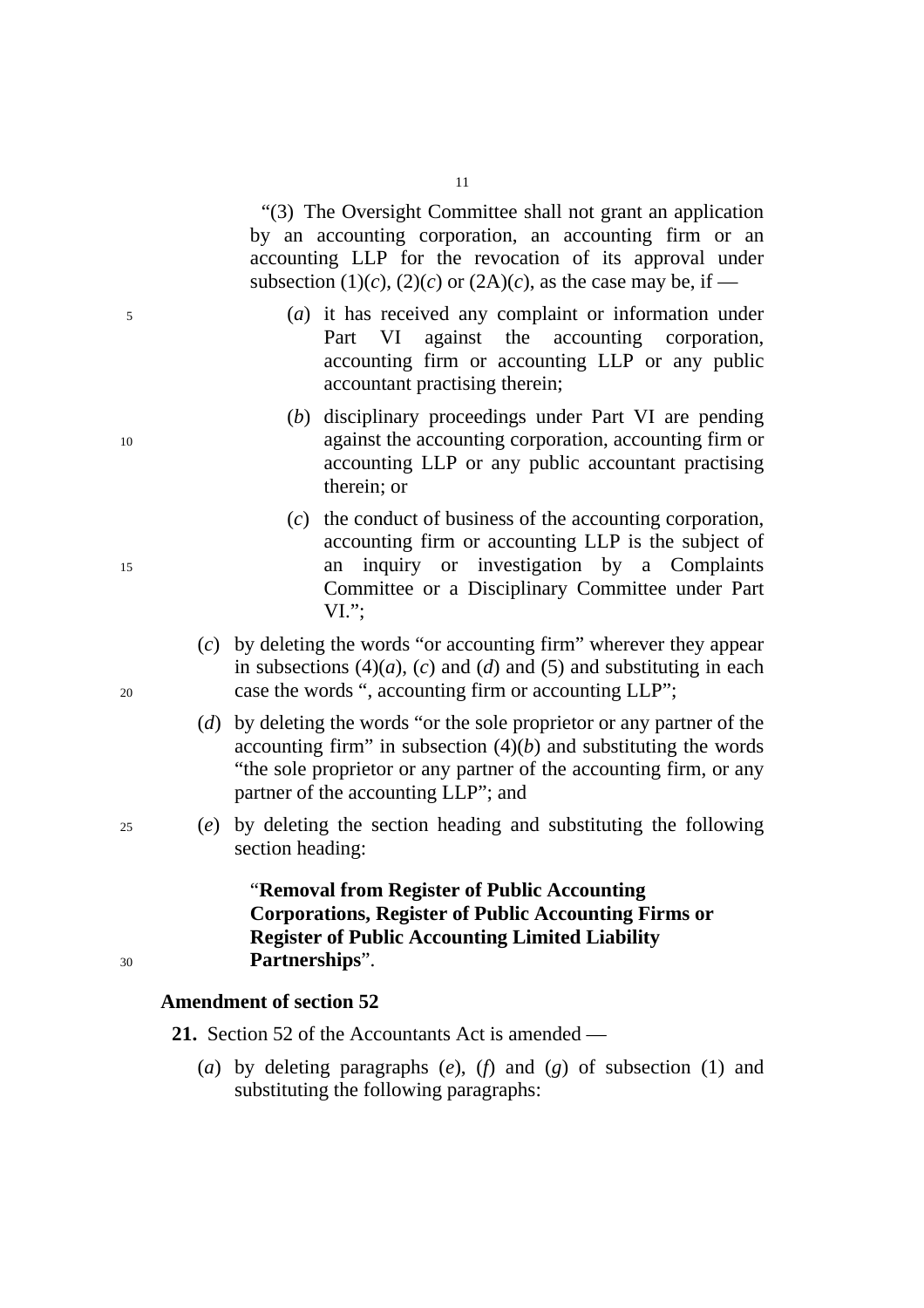"(3) The Oversight Committee shall not grant an application by an accounting corporation, an accounting firm or an accounting LLP for the revocation of its approval under subsection (1)(*c*), (2)(*c*) or (2A)(*c*), as the case may be, if —

(*a*) it has received any complaint or information under Part VI against the accounting corporation, accounting firm or accounting LLP or any public accountant practising therein;

(*b*) disciplinary proceedings under Part VI are pending against the accounting corporation, accounting firm or accounting LLP or any public accountant practising therein; or

(*c*) the conduct of business of the accounting corporation, accounting firm or accounting LLP is the subject of an inquiry or investigation by a Complaints Committee or a Disciplinary Committee under Part VI.";

(*c*) by deleting the words "or accounting firm" wherever they appear in subsections (4)(*a*), (*c*) and (*d*) and (5) and substituting in each case the words ", accounting firm or accounting LLP";

(*d*) by deleting the words "or the sole proprietor or any partner of the accounting firm" in subsection (4)(*b*) and substituting the words "the sole proprietor or any partner of the accounting firm, or any partner of the accounting LLP"; and

(*e*) by deleting the section heading and substituting the following section heading:

"**Removal from Register of Public Accounting Corporations, Register of Public Accounting Firms or Register of Public Accounting Limited Liability Partnerships**".

### Amendment of section 52

**21.** Section 52 of the Accountants Act is amended —

(*a*) by deleting paragraphs (*e*), (*f*) and (*g*) of subsection (1) and substituting the following paragraphs: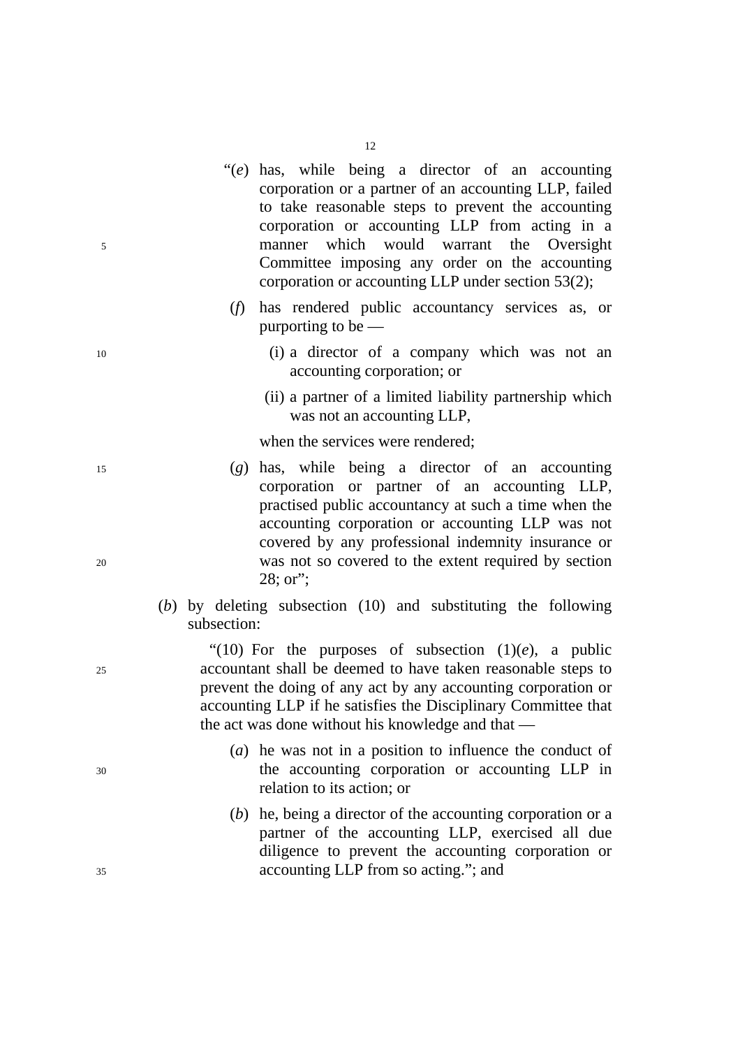"(*e*) has, while being a director of an accounting corporation or a partner of an accounting LLP, failed to take reasonable steps to prevent the accounting corporation or accounting LLP from acting in a manner which would warrant the Oversight Committee imposing any order on the accounting corporation or accounting LLP under section 53(2);

(*f*) has rendered public accountancy services as, or purporting to be —

(i) a director of a company which was not an accounting corporation; or

(ii) a partner of a limited liability partnership which was not an accounting LLP,

when the services were rendered;

(*g*) has, while being a director of an accounting corporation or partner of an accounting LLP, practised public accountancy at such a time when the accounting corporation or accounting LLP was not covered by any professional indemnity insurance or was not so covered to the extent required by section 28; or";

(*b*) by deleting subsection (10) and substituting the following subsection:

"(10) For the purposes of subsection (1)(*e*), a public accountant shall be deemed to have taken reasonable steps to prevent the doing of any act by any accounting corporation or accounting LLP if he satisfies the Disciplinary Committee that the act was done without his knowledge and that —

(*a*) he was not in a position to influence the conduct of the accounting corporation or accounting LLP in relation to its action; or

(*b*) he, being a director of the accounting corporation or a partner of the accounting LLP, exercised all due diligence to prevent the accounting corporation or accounting LLP from so acting."; and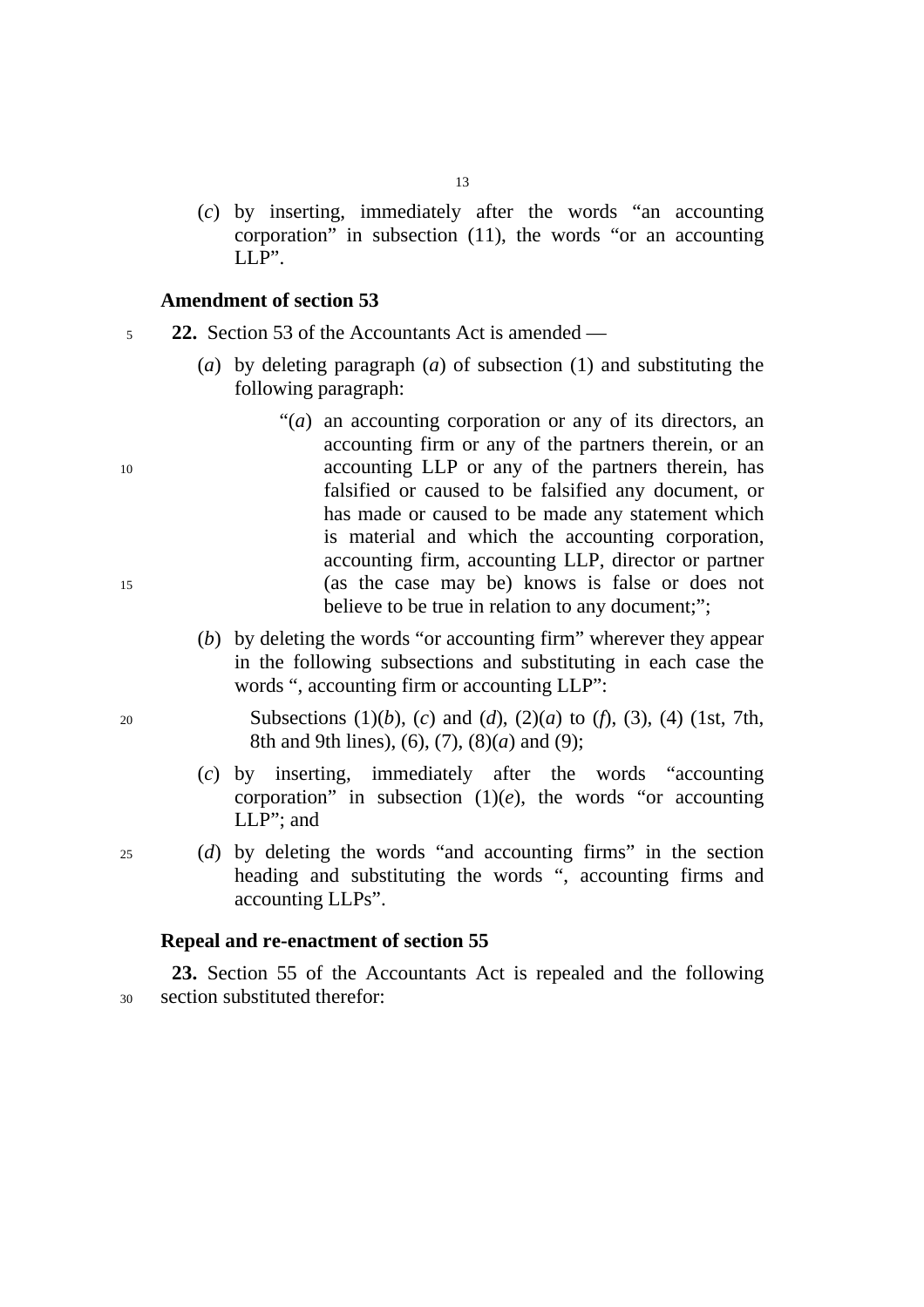(*c*) by inserting, immediately after the words "an accounting corporation" in subsection (11), the words "or an accounting LLP".

**Amendment of section 53**

**22.** Section 53 of the Accountants Act is amended —

(*a*) by deleting paragraph (*a*) of subsection (1) and substituting the following paragraph:

"(*a*) an accounting corporation or any of its directors, an accounting firm or any of the partners therein, or an accounting LLP or any of the partners therein, has falsified or caused to be falsified any document, or has made or caused to be made any statement which is material and which the accounting corporation, accounting firm, accounting LLP, director or partner (as the case may be) knows is false or does not believe to be true in relation to any document;";

(*b*) by deleting the words "or accounting firm" wherever they appear in the following subsections and substituting in each case the words ", accounting firm or accounting LLP":

Subsections (1)(*b*), (*c*) and (*d*), (2)(*a*) to (*f*), (3), (4) (1st, 7th, 8th and 9th lines), (6), (7), (8)(*a*) and (9);

(*c*) by inserting, immediately after the words "accounting corporation" in subsection (1)(*e*), the words "or accounting LLP"; and

(*d*) by deleting the words "and accounting firms" in the section heading and substituting the words ", accounting firms and accounting LLPs".

**Repeal and re-enactment of section 55**

**23.** Section 55 of the Accountants Act is repealed and the following section substituted therefor: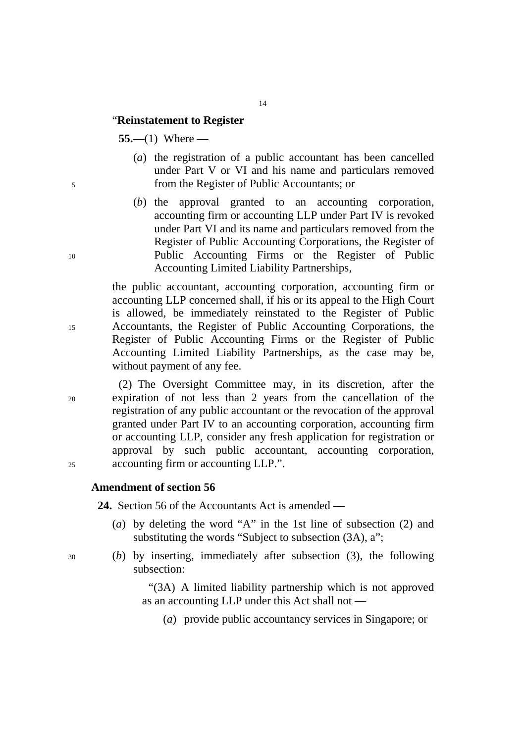"**Reinstatement to Register**

**55.**—(1) Where —

(*a*) the registration of a public accountant has been cancelled under Part V or VI and his name and particulars removed from the Register of Public Accountants; or

(*b*) the approval granted to an accounting corporation, accounting firm or accounting LLP under Part IV is revoked under Part VI and its name and particulars removed from the Register of Public Accounting Corporations, the Register of Public Accounting Firms or the Register of Public Accounting Limited Liability Partnerships,

the public accountant, accounting corporation, accounting firm or accounting LLP concerned shall, if his or its appeal to the High Court is allowed, be immediately reinstated to the Register of Public Accountants, the Register of Public Accounting Corporations, the Register of Public Accounting Firms or the Register of Public Accounting Limited Liability Partnerships, as the case may be, without payment of any fee.

(2) The Oversight Committee may, in its discretion, after the expiration of not less than 2 years from the cancellation of the registration of any public accountant or the revocation of the approval granted under Part IV to an accounting corporation, accounting firm or accounting LLP, consider any fresh application for registration or approval by such public accountant, accounting corporation, accounting firm or accounting LLP.".

**Amendment of section 56**

**24.** Section 56 of the Accountants Act is amended —

(*a*) by deleting the word "A" in the 1st line of subsection (2) and substituting the words "Subject to subsection (3A), a";

(*b*) by inserting, immediately after subsection (3), the following subsection:

"(3A) A limited liability partnership which is not approved as an accounting LLP under this Act shall not —

(*a*) provide public accountancy services in Singapore; or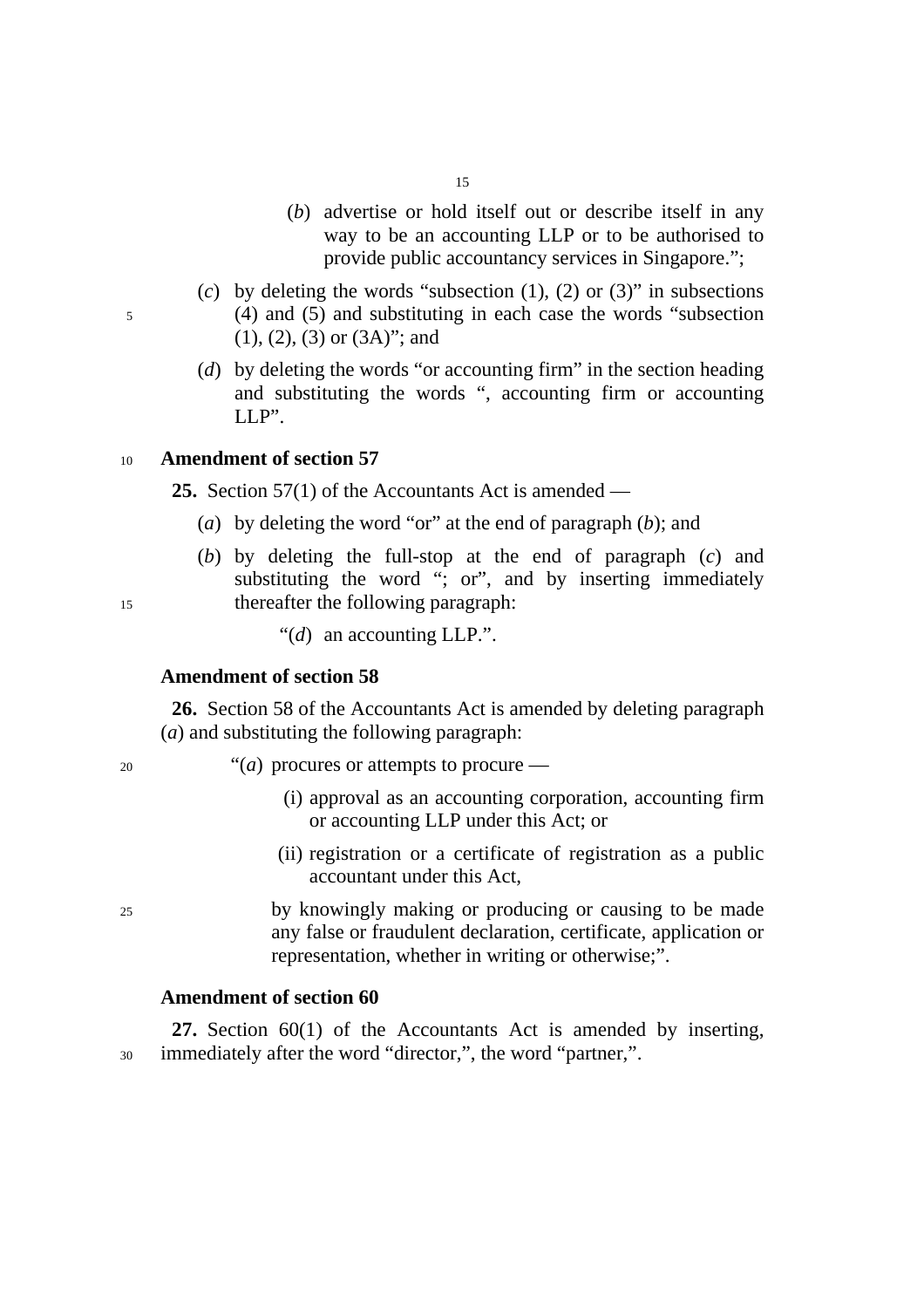(*b*) advertise or hold itself out or describe itself in any way to be an accounting LLP or to be authorised to provide public accountancy services in Singapore.";

(*c*) by deleting the words "subsection (1), (2) or (3)" in subsections (4) and (5) and substituting in each case the words "subsection (1), (2), (3) or (3A)"; and

(*d*) by deleting the words "or accounting firm" in the section heading and substituting the words ", accounting firm or accounting LLP".

**Amendment of section 57**

**25.** Section 57(1) of the Accountants Act is amended —

(*a*) by deleting the word "or" at the end of paragraph (*b*); and

(*b*) by deleting the full-stop at the end of paragraph (*c*) and substituting the word "; or", and by inserting immediately thereafter the following paragraph:

"(*d*) an accounting LLP.".

**Amendment of section 58**

**26.** Section 58 of the Accountants Act is amended by deleting paragraph (*a*) and substituting the following paragraph:

"(*a*) procures or attempts to procure —

(i) approval as an accounting corporation, accounting firm or accounting LLP under this Act; or

(ii) registration or a certificate of registration as a public accountant under this Act,

by knowingly making or producing or causing to be made any false or fraudulent declaration, certificate, application or representation, whether in writing or otherwise;".

**Amendment of section 60**

**27.** Section 60(1) of the Accountants Act is amended by inserting, immediately after the word "director,", the word "partner,".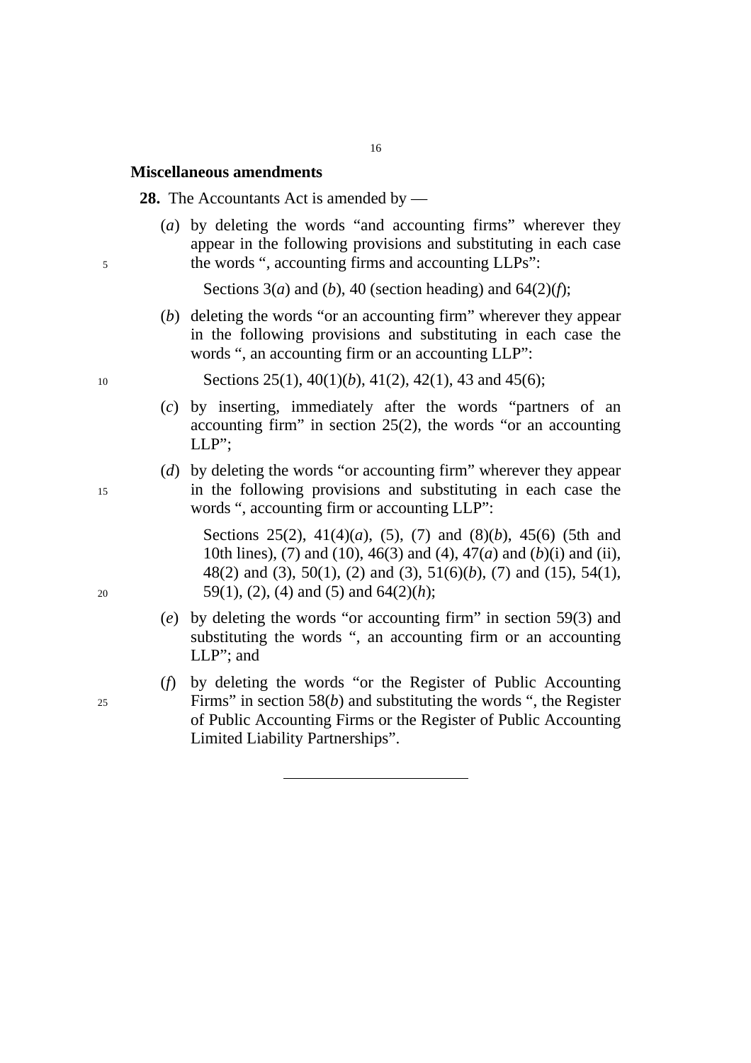**Miscellaneous amendments**

**28.** The Accountants Act is amended by —

(*a*) by deleting the words "and accounting firms" wherever they appear in the following provisions and substituting in each case the words ", accounting firms and accounting LLPs":

Sections 3(*a*) and (*b*), 40 (section heading) and 64(2)(*f*);

(*b*) deleting the words "or an accounting firm" wherever they appear in the following provisions and substituting in each case the words ", an accounting firm or an accounting LLP":

Sections 25(1), 40(1)(*b*), 41(2), 42(1), 43 and 45(6);

(*c*) by inserting, immediately after the words "partners of an accounting firm" in section 25(2), the words "or an accounting LLP";

(*d*) by deleting the words "or accounting firm" wherever they appear in the following provisions and substituting in each case the words ", accounting firm or accounting LLP":

Sections 25(2), 41(4)(*a*), (5), (7) and (8)(*b*), 45(6) (5th and 10th lines), (7) and (10), 46(3) and (4), 47(*a*) and (*b*)(i) and (ii), 48(2) and (3), 50(1), (2) and (3), 51(6)(*b*), (7) and (15), 54(1), 59(1), (2), (4) and (5) and 64(2)(*h*);

(*e*) by deleting the words "or accounting firm" in section 59(3) and substituting the words ", an accounting firm or an accounting LLP"; and

(*f*) by deleting the words "or the Register of Public Accounting Firms" in section 58(*b*) and substituting the words ", the Register of Public Accounting Firms or the Register of Public Accounting Limited Liability Partnerships".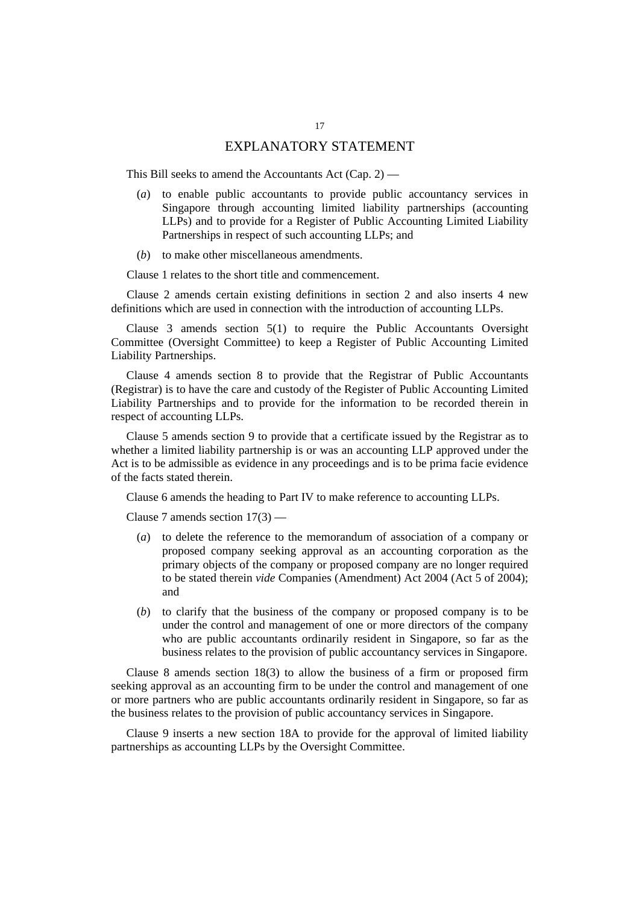# EXPLANATORY STATEMENT

This Bill seeks to amend the Accountants Act (Cap. 2) —

(*a*) to enable public accountants to provide public accountancy services in Singapore through accounting limited liability partnerships (accounting LLPs) and to provide for a Register of Public Accounting Limited Liability Partnerships in respect of such accounting LLPs; and

(*b*) to make other miscellaneous amendments.

Clause 1 relates to the short title and commencement.

Clause 2 amends certain existing definitions in section 2 and also inserts 4 new definitions which are used in connection with the introduction of accounting LLPs.

Clause 3 amends section 5(1) to require the Public Accountants Oversight Committee (Oversight Committee) to keep a Register of Public Accounting Limited Liability Partnerships.

Clause 4 amends section 8 to provide that the Registrar of Public Accountants (Registrar) is to have the care and custody of the Register of Public Accounting Limited Liability Partnerships and to provide for the information to be recorded therein in respect of accounting LLPs.

Clause 5 amends section 9 to provide that a certificate issued by the Registrar as to whether a limited liability partnership is or was an accounting LLP approved under the Act is to be admissible as evidence in any proceedings and is to be prima facie evidence of the facts stated therein.

Clause 6 amends the heading to Part IV to make reference to accounting LLPs.

Clause 7 amends section 17(3) —

(*a*) to delete the reference to the memorandum of association of a company or proposed company seeking approval as an accounting corporation as the primary objects of the company or proposed company are no longer required to be stated therein *vide* Companies (Amendment) Act 2004 (Act 5 of 2004); and

(*b*) to clarify that the business of the company or proposed company is to be under the control and management of one or more directors of the company who are public accountants ordinarily resident in Singapore, so far as the business relates to the provision of public accountancy services in Singapore.

Clause 8 amends section 18(3) to allow the business of a firm or proposed firm seeking approval as an accounting firm to be under the control and management of one or more partners who are public accountants ordinarily resident in Singapore, so far as the business relates to the provision of public accountancy services in Singapore.

Clause 9 inserts a new section 18A to provide for the approval of limited liability partnerships as accounting LLPs by the Oversight Committee.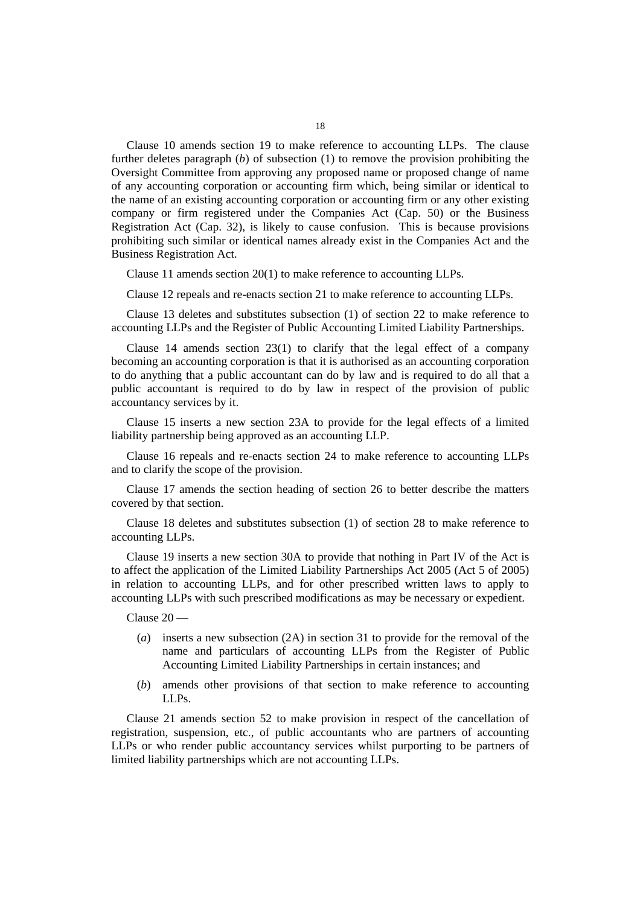Clause 10 amends section 19 to make reference to accounting LLPs. The clause further deletes paragraph (*b*) of subsection (1) to remove the provision prohibiting the Oversight Committee from approving any proposed name or proposed change of name of any accounting corporation or accounting firm which, being similar or identical to the name of an existing accounting corporation or accounting firm or any other existing company or firm registered under the Companies Act (Cap. 50) or the Business Registration Act (Cap. 32), is likely to cause confusion. This is because provisions prohibiting such similar or identical names already exist in the Companies Act and the Business Registration Act.

Clause 11 amends section 20(1) to make reference to accounting LLPs.

Clause 12 repeals and re-enacts section 21 to make reference to accounting LLPs.

Clause 13 deletes and substitutes subsection (1) of section 22 to make reference to accounting LLPs and the Register of Public Accounting Limited Liability Partnerships.

Clause 14 amends section 23(1) to clarify that the legal effect of a company becoming an accounting corporation is that it is authorised as an accounting corporation to do anything that a public accountant can do by law and is required to do all that a public accountant is required to do by law in respect of the provision of public accountancy services by it.

Clause 15 inserts a new section 23A to provide for the legal effects of a limited liability partnership being approved as an accounting LLP.

Clause 16 repeals and re-enacts section 24 to make reference to accounting LLPs and to clarify the scope of the provision.

Clause 17 amends the section heading of section 26 to better describe the matters covered by that section.

Clause 18 deletes and substitutes subsection (1) of section 28 to make reference to accounting LLPs.

Clause 19 inserts a new section 30A to provide that nothing in Part IV of the Act is to affect the application of the Limited Liability Partnerships Act 2005 (Act 5 of 2005) in relation to accounting LLPs, and for other prescribed written laws to apply to accounting LLPs with such prescribed modifications as may be necessary or expedient.

Clause 20 —

- (*a*) inserts a new subsection (2A) in section 31 to provide for the removal of the name and particulars of accounting LLPs from the Register of Public Accounting Limited Liability Partnerships in certain instances; and
- (*b*) amends other provisions of that section to make reference to accounting LLPs.

Clause 21 amends section 52 to make provision in respect of the cancellation of registration, suspension, etc., of public accountants who are partners of accounting LLPs or who render public accountancy services whilst purporting to be partners of limited liability partnerships which are not accounting LLPs.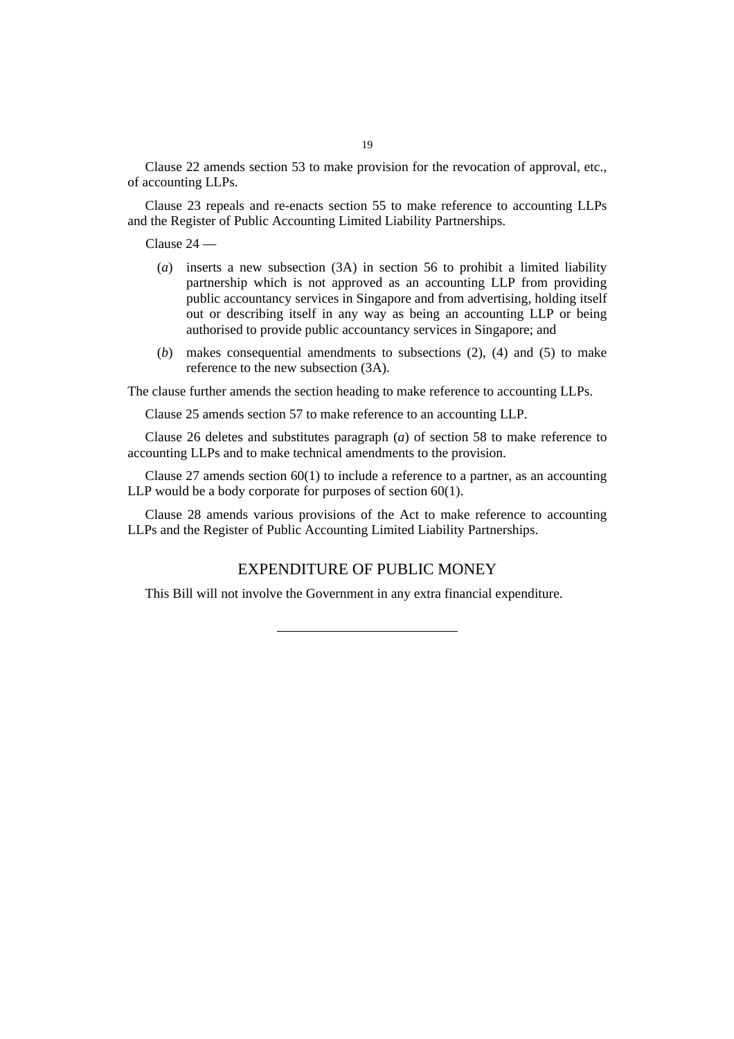Clause 22 amends section 53 to make provision for the revocation of approval, etc., of accounting LLPs.

Clause 23 repeals and re-enacts section 55 to make reference to accounting LLPs and the Register of Public Accounting Limited Liability Partnerships.

Clause 24 —

(*a*) inserts a new subsection (3A) in section 56 to prohibit a limited liability partnership which is not approved as an accounting LLP from providing public accountancy services in Singapore and from advertising, holding itself out or describing itself in any way as being an accounting LLP or being authorised to provide public accountancy services in Singapore; and

(*b*) makes consequential amendments to subsections (2), (4) and (5) to make reference to the new subsection (3A).

The clause further amends the section heading to make reference to accounting LLPs.

Clause 25 amends section 57 to make reference to an accounting LLP.

Clause 26 deletes and substitutes paragraph (*a*) of section 58 to make reference to accounting LLPs and to make technical amendments to the provision.

Clause 27 amends section 60(1) to include a reference to a partner, as an accounting LLP would be a body corporate for purposes of section 60(1).

Clause 28 amends various provisions of the Act to make reference to accounting LLPs and the Register of Public Accounting Limited Liability Partnerships.

## EXPENDITURE OF PUBLIC MONEY

This Bill will not involve the Government in any extra financial expenditure.